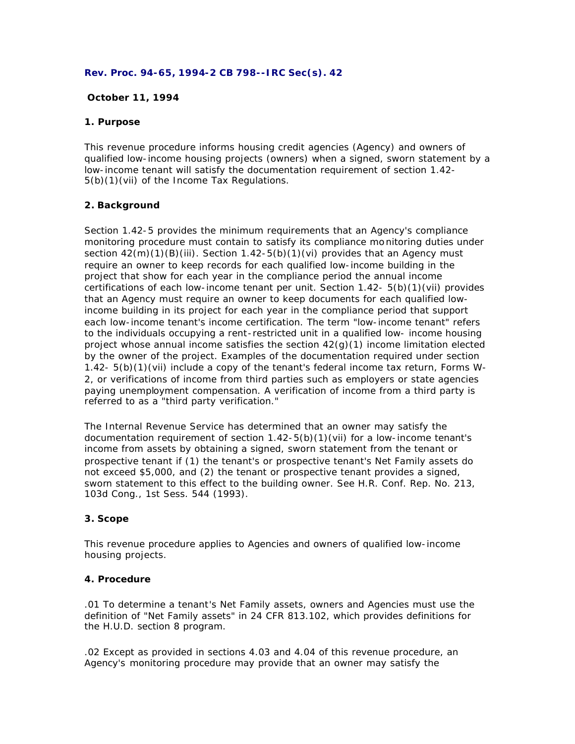**Rev. Proc. 94-65, 1994-2 CB 798--IRC Sec(s). 42**

**October 11, 1994**

**1. Purpose**

This revenue procedure informs housing credit agencies (Agency) and owners of qualified low-income housing projects (owners) when a signed, sworn statement by a low-income tenant will satisfy the documentation requirement of section 1.42-5(b)(1)(vii) of the Income Tax Regulations.

**2. Background**

Section 1.42-5 provides the minimum requirements that an Agency's compliance monitoring procedure must contain to satisfy its compliance monitoring duties under section 42(m)(1)(B)(iii). Section 1.42-5(b)(1)(vi) provides that an Agency must require an owner to keep records for each qualified low-income building in the project that show for each year in the compliance period the annual income certifications of each low-income tenant per unit. Section 1.42- 5(b)(1)(vii) provides that an Agency must require an owner to keep documents for each qualified low-income building in its project for each year in the compliance period that support each low-income tenant's income certification. The term "low-income tenant" refers to the individuals occupying a rent-restricted unit in a qualified low- income housing project whose annual income satisfies the section 42(g)(1) income limitation elected by the owner of the project. Examples of the documentation required under section 1.42- 5(b)(1)(vii) include a copy of the tenant's federal income tax return, Forms W-2, or verifications of income from third parties such as employers or state agencies paying unemployment compensation. A verification of income from a third party is referred to as a "third party verification."

The Internal Revenue Service has determined that an owner may satisfy the documentation requirement of section 1.42-5(b)(1)(vii) for a low-income tenant's income from assets by obtaining a signed, sworn statement from the tenant or prospective tenant if (1) the tenant's or prospective tenant's Net Family assets do not exceed $5,000, and (2) the tenant or prospective tenant provides a signed, sworn statement to this effect to the building owner. See H.R. Conf. Rep. No. 213, 103d Cong., 1st Sess. 544 (1993).

**3. Scope**

This revenue procedure applies to Agencies and owners of qualified low-income housing projects.

**4. Procedure**

.01 To determine a tenant's Net Family assets, owners and Agencies must use the definition of "Net Family assets" in 24 CFR 813.102, which provides definitions for the H.U.D. section 8 program.

.02 Except as provided in sections 4.03 and 4.04 of this revenue procedure, an Agency's monitoring procedure may provide that an owner may satisfy the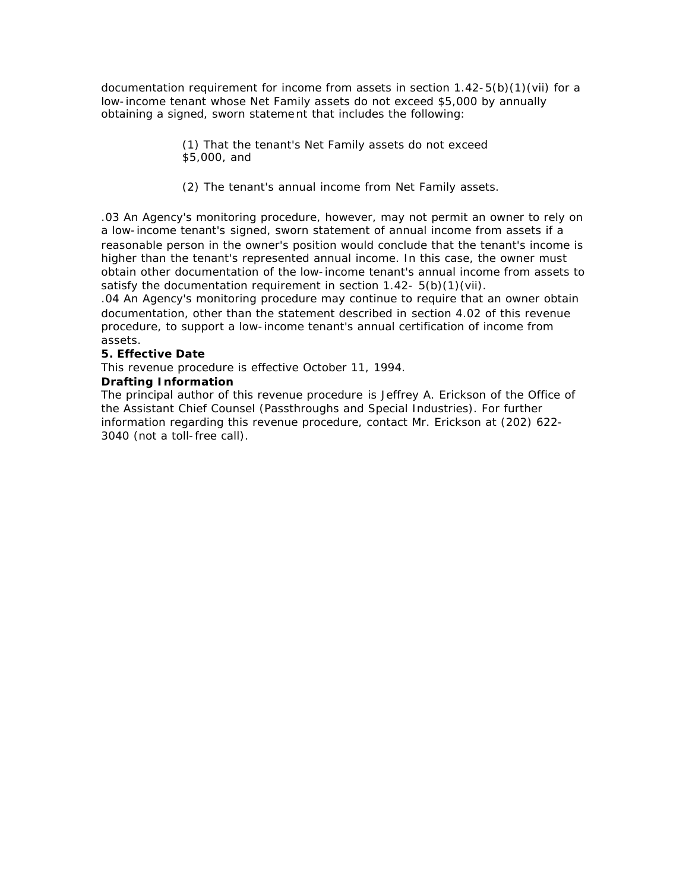documentation requirement for income from assets in section 1.42-5(b)(1)(vii) for a low-income tenant whose Net Family assets do not exceed $5,000 by annually obtaining a signed, sworn statement that includes the following:

(1) That the tenant's Net Family assets do not exceed $5,000, and

(2) The tenant's annual income from Net Family assets.

.03 An Agency's monitoring procedure, however, may not permit an owner to rely on a low-income tenant's signed, sworn statement of annual income from assets if a reasonable person in the owner's position would conclude that the tenant's income is higher than the tenant's represented annual income. In this case, the owner must obtain other documentation of the low-income tenant's annual income from assets to satisfy the documentation requirement in section 1.42- 5(b)(1)(vii).
.04 An Agency's monitoring procedure may continue to require that an owner obtain documentation, other than the statement described in section 4.02 of this revenue procedure, to support a low-income tenant's annual certification of income from assets.

**5. Effective Date**

This revenue procedure is effective October 11, 1994.

**Drafting Information**

The principal author of this revenue procedure is Jeffrey A. Erickson of the Office of the Assistant Chief Counsel (Passthroughs and Special Industries). For further information regarding this revenue procedure, contact Mr. Erickson at (202) 622-3040 (not a toll-free call).